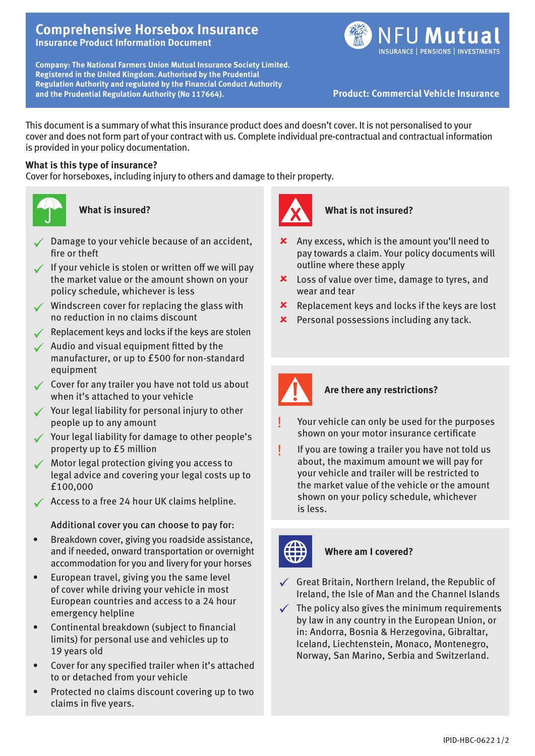# Comprehensive Horsebox Insurance

## Insurance Product Information Document

**Company: The National Farmers Union Mutual Insurance Society Limited. Registered in the United Kingdom. Authorised by the Prudential Regulation Authority and regulated by the Financial Conduct Authority and the Prudential Regulation Authority (No 117664).**

NFU Mutual
INSURANCE | PENSIONS | INVESTMENTS

**Product: Commercial Vehicle Insurance**

This document is a summary of what this insurance product does and doesn't cover. It is not personalised to your cover and does not form part of your contract with us. Complete individual pre-contractual and contractual information is provided in your policy documentation.

**What is this type of insurance?**
Cover for horseboxes, including injury to others and damage to their property.

### What is insured?

- ✓ Damage to your vehicle because of an accident, fire or theft
- ✓ If your vehicle is stolen or written off we will pay the market value or the amount shown on your policy schedule, whichever is less
- ✓ Windscreen cover for replacing the glass with no reduction in no claims discount
- ✓ Replacement keys and locks if the keys are stolen
- ✓ Audio and visual equipment fitted by the manufacturer, or up to £500 for non-standard equipment
- ✓ Cover for any trailer you have not told us about when it's attached to your vehicle
- ✓ Your legal liability for personal injury to other people up to any amount
- ✓ Your legal liability for damage to other people's property up to £5 million
- ✓ Motor legal protection giving you access to legal advice and covering your legal costs up to £100,000
- ✓ Access to a free 24 hour UK claims helpline.

Additional cover you can choose to pay for:

- Breakdown cover, giving you roadside assistance, and if needed, onward transportation or overnight accommodation for you and livery for your horses
- European travel, giving you the same level of cover while driving your vehicle in most European countries and access to a 24 hour emergency helpline
- Continental breakdown (subject to financial limits) for personal use and vehicles up to 19 years old
- Cover for any specified trailer when it's attached to or detached from your vehicle
- Protected no claims discount covering up to two claims in five years.

### What is not insured?

- ✗ Any excess, which is the amount you'll need to pay towards a claim. Your policy documents will outline where these apply
- ✗ Loss of value over time, damage to tyres, and wear and tear
- ✗ Replacement keys and locks if the keys are lost
- ✗ Personal possessions including any tack.

### Are there any restrictions?

- ! Your vehicle can only be used for the purposes shown on your motor insurance certificate
- ! If you are towing a trailer you have not told us about, the maximum amount we will pay for your vehicle and trailer will be restricted to the market value of the vehicle or the amount shown on your policy schedule, whichever is less.

### Where am I covered?

- ✓ Great Britain, Northern Ireland, the Republic of Ireland, the Isle of Man and the Channel Islands
- ✓ The policy also gives the minimum requirements by law in any country in the European Union, or in: Andorra, Bosnia & Herzegovina, Gibraltar, Iceland, Liechtenstein, Monaco, Montenegro, Norway, San Marino, Serbia and Switzerland.

IPID-HBC-0622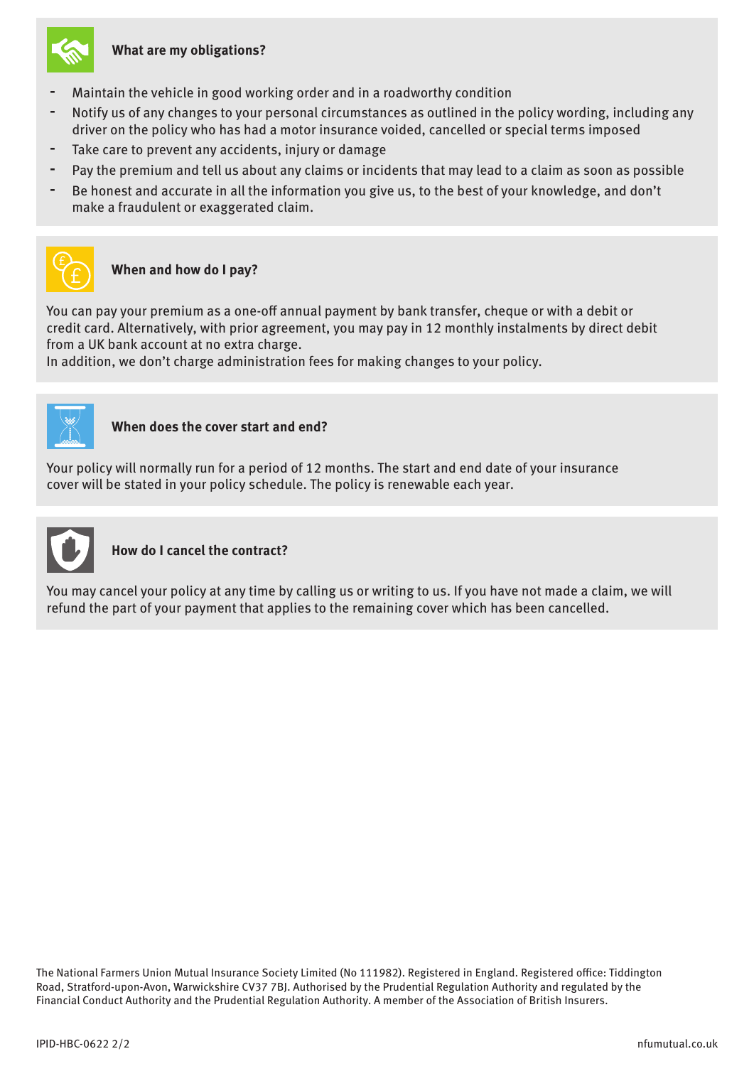## What are my obligations?

- Maintain the vehicle in good working order and in a roadworthy condition
- Notify us of any changes to your personal circumstances as outlined in the policy wording, including any driver on the policy who has had a motor insurance voided, cancelled or special terms imposed
- Take care to prevent any accidents, injury or damage
- Pay the premium and tell us about any claims or incidents that may lead to a claim as soon as possible
- Be honest and accurate in all the information you give us, to the best of your knowledge, and don't make a fraudulent or exaggerated claim.

## When and how do I pay?

You can pay your premium as a one-off annual payment by bank transfer, cheque or with a debit or credit card. Alternatively, with prior agreement, you may pay in 12 monthly instalments by direct debit from a UK bank account at no extra charge.
In addition, we don't charge administration fees for making changes to your policy.

## When does the cover start and end?

Your policy will normally run for a period of 12 months. The start and end date of your insurance cover will be stated in your policy schedule. The policy is renewable each year.

## How do I cancel the contract?

You may cancel your policy at any time by calling us or writing to us. If you have not made a claim, we will refund the part of your payment that applies to the remaining cover which has been cancelled.

The National Farmers Union Mutual Insurance Society Limited (No 111982). Registered in England. Registered office: Tiddington Road, Stratford-upon-Avon, Warwickshire CV37 7BJ. Authorised by the Prudential Regulation Authority and regulated by the Financial Conduct Authority and the Prudential Regulation Authority. A member of the Association of British Insurers.

IPID-HBC-0622 2/2

nfumutual.co.uk